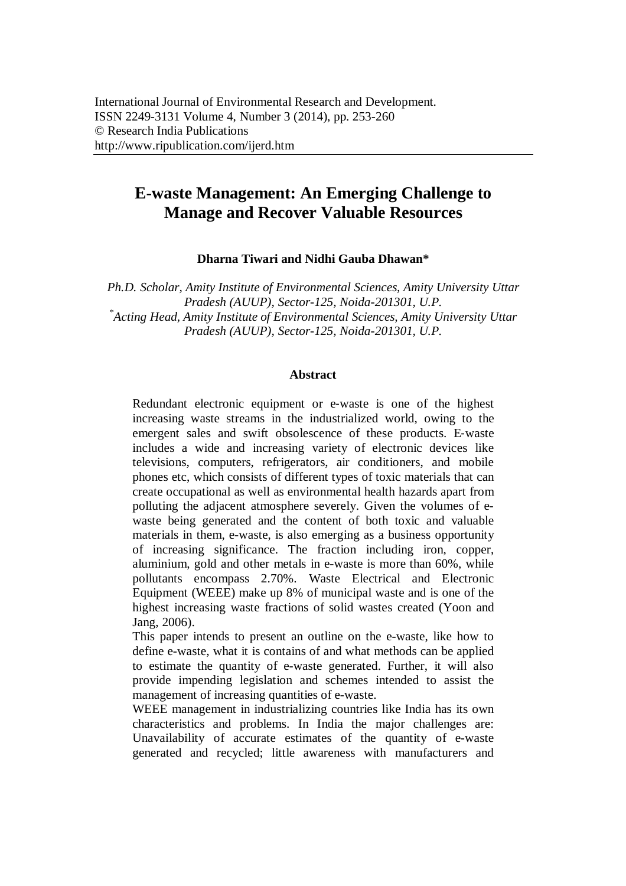# E-waste Management: An Emerging Challenge to Manage and Recover Valuable Resources

**Dharna Tiwari and Nidhi Gauba Dhawan***

*Ph.D. Scholar, Amity Institute of Environmental Sciences, Amity University Uttar Pradesh (AUUP), Sector-125, Noida-201301, U.P.*
*[*]Acting Head, Amity Institute of Environmental Sciences, Amity University Uttar Pradesh (AUUP), Sector-125, Noida-201301, U.P.*

## Abstract

Redundant electronic equipment or e-waste is one of the highest increasing waste streams in the industrialized world, owing to the emergent sales and swift obsolescence of these products. E-waste includes a wide and increasing variety of electronic devices like televisions, computers, refrigerators, air conditioners, and mobile phones etc, which consists of different types of toxic materials that can create occupational as well as environmental health hazards apart from polluting the adjacent atmosphere severely. Given the volumes of e-waste being generated and the content of both toxic and valuable materials in them, e-waste, is also emerging as a business opportunity of increasing significance. The fraction including iron, copper, aluminium, gold and other metals in e-waste is more than 60%, while pollutants encompass 2.70%. Waste Electrical and Electronic Equipment (WEEE) make up 8% of municipal waste and is one of the highest increasing waste fractions of solid wastes created (Yoon and Jang, 2006).

This paper intends to present an outline on the e-waste, like how to define e-waste, what it is contains of and what methods can be applied to estimate the quantity of e-waste generated. Further, it will also provide impending legislation and schemes intended to assist the management of increasing quantities of e-waste.

WEEE management in industrializing countries like India has its own characteristics and problems. In India the major challenges are: Unavailability of accurate estimates of the quantity of e-waste generated and recycled; little awareness with manufacturers and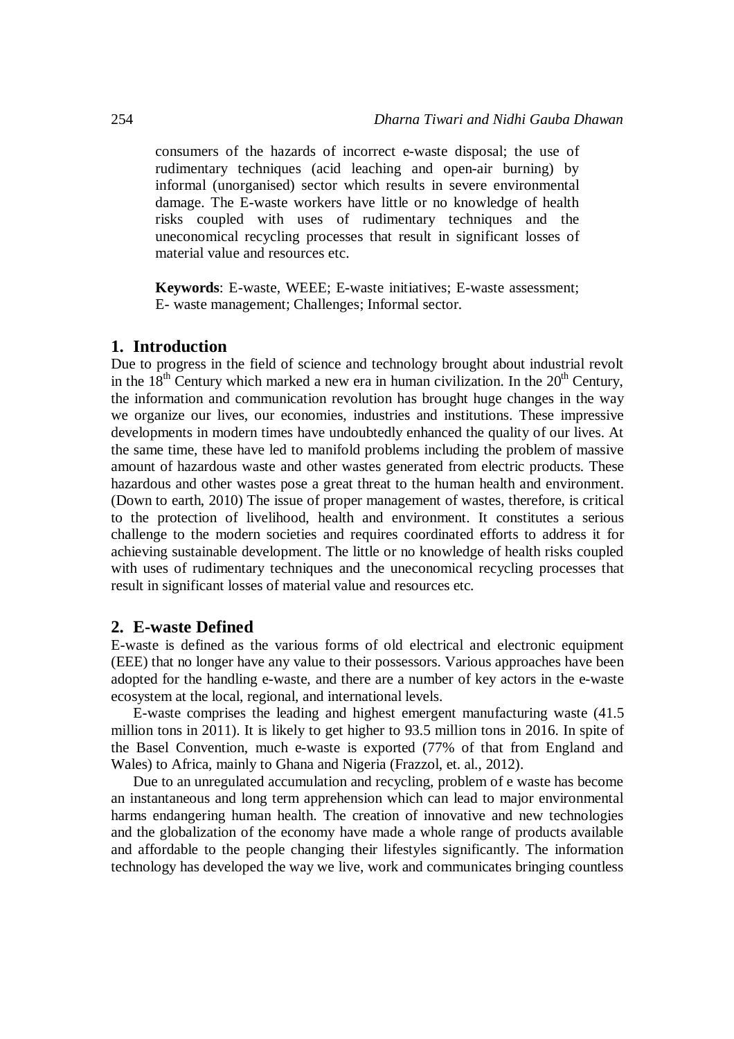consumers of the hazards of incorrect e-waste disposal; the use of rudimentary techniques (acid leaching and open-air burning) by informal (unorganised) sector which results in severe environmental damage. The E-waste workers have little or no knowledge of health risks coupled with uses of rudimentary techniques and the uneconomical recycling processes that result in significant losses of material value and resources etc.

**Keywords**: E-waste, WEEE; E-waste initiatives; E-waste assessment; E- waste management; Challenges; Informal sector.

## 1. Introduction

Due to progress in the field of science and technology brought about industrial revolt in the 18th Century which marked a new era in human civilization. In the 20th Century, the information and communication revolution has brought huge changes in the way we organize our lives, our economies, industries and institutions. These impressive developments in modern times have undoubtedly enhanced the quality of our lives. At the same time, these have led to manifold problems including the problem of massive amount of hazardous waste and other wastes generated from electric products. These hazardous and other wastes pose a great threat to the human health and environment. (Down to earth, 2010) The issue of proper management of wastes, therefore, is critical to the protection of livelihood, health and environment. It constitutes a serious challenge to the modern societies and requires coordinated efforts to address it for achieving sustainable development. The little or no knowledge of health risks coupled with uses of rudimentary techniques and the uneconomical recycling processes that result in significant losses of material value and resources etc.

## 2. E-waste Defined

E-waste is defined as the various forms of old electrical and electronic equipment (EEE) that no longer have any value to their possessors. Various approaches have been adopted for the handling e-waste, and there are a number of key actors in the e-waste ecosystem at the local, regional, and international levels.

E-waste comprises the leading and highest emergent manufacturing waste (41.5 million tons in 2011). It is likely to get higher to 93.5 million tons in 2016. In spite of the Basel Convention, much e-waste is exported (77% of that from England and Wales) to Africa, mainly to Ghana and Nigeria (Frazzol, et. al., 2012).

Due to an unregulated accumulation and recycling, problem of e waste has become an instantaneous and long term apprehension which can lead to major environmental harms endangering human health. The creation of innovative and new technologies and the globalization of the economy have made a whole range of products available and affordable to the people changing their lifestyles significantly. The information technology has developed the way we live, work and communicates bringing countless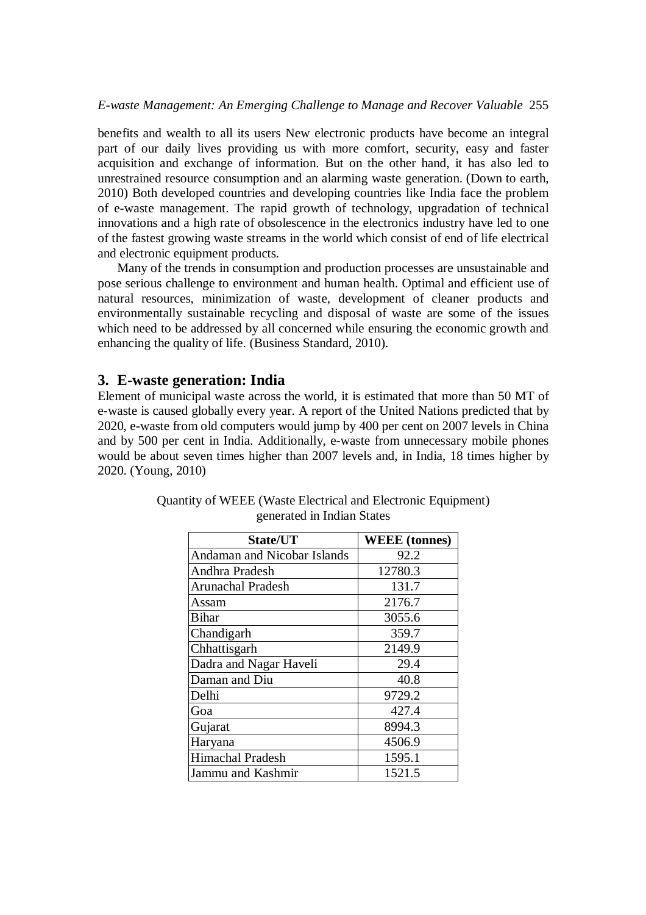benefits and wealth to all its users New electronic products have become an integral part of our daily lives providing us with more comfort, security, easy and faster acquisition and exchange of information. But on the other hand, it has also led to unrestrained resource consumption and an alarming waste generation. (Down to earth, 2010) Both developed countries and developing countries like India face the problem of e-waste management. The rapid growth of technology, upgradation of technical innovations and a high rate of obsolescence in the electronics industry have led to one of the fastest growing waste streams in the world which consist of end of life electrical and electronic equipment products.

Many of the trends in consumption and production processes are unsustainable and pose serious challenge to environment and human health. Optimal and efficient use of natural resources, minimization of waste, development of cleaner products and environmentally sustainable recycling and disposal of waste are some of the issues which need to be addressed by all concerned while ensuring the economic growth and enhancing the quality of life. (Business Standard, 2010).

## 3. E-waste generation: India

Element of municipal waste across the world, it is estimated that more than 50 MT of e-waste is caused globally every year. A report of the United Nations predicted that by 2020, e-waste from old computers would jump by 400 per cent on 2007 levels in China and by 500 per cent in India. Additionally, e-waste from unnecessary mobile phones would be about seven times higher than 2007 levels and, in India, 18 times higher by 2020. (Young, 2010)

Quantity of WEEE (Waste Electrical and Electronic Equipment) generated in Indian States

| State/UT | WEEE (tonnes) |
|---|---|
| Andaman and Nicobar Islands | 92.2 |
| Andhra Pradesh | 12780.3 |
| Arunachal Pradesh | 131.7 |
| Assam | 2176.7 |
| Bihar | 3055.6 |
| Chandigarh | 359.7 |
| Chhattisgarh | 2149.9 |
| Dadra and Nagar Haveli | 29.4 |
| Daman and Diu | 40.8 |
| Delhi | 9729.2 |
| Goa | 427.4 |
| Gujarat | 8994.3 |
| Haryana | 4506.9 |
| Himachal Pradesh | 1595.1 |
| Jammu and Kashmir | 1521.5 |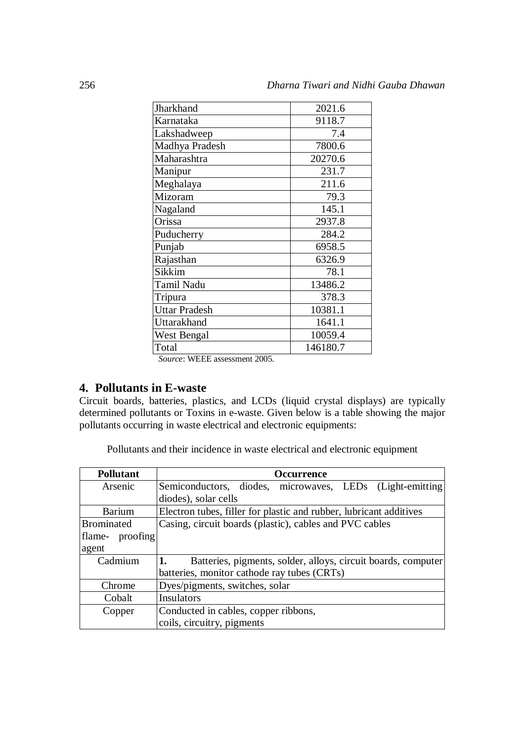| Jharkhand | 2021.6 |
|---|---|
| Karnataka | 9118.7 |
| Lakshadweep | 7.4 |
| Madhya Pradesh | 7800.6 |
| Maharashtra | 20270.6 |
| Manipur | 231.7 |
| Meghalaya | 211.6 |
| Mizoram | 79.3 |
| Nagaland | 145.1 |
| Orissa | 2937.8 |
| Puducherry | 284.2 |
| Punjab | 6958.5 |
| Rajasthan | 6326.9 |
| Sikkim | 78.1 |
| Tamil Nadu | 13486.2 |
| Tripura | 378.3 |
| Uttar Pradesh | 10381.1 |
| Uttarakhand | 1641.1 |
| West Bengal | 10059.4 |
| Total | 146180.7 |

*Source*: WEEE assessment 2005.

## 4. Pollutants in E-waste

Circuit boards, batteries, plastics, and LCDs (liquid crystal displays) are typically determined pollutants or Toxins in e-waste. Given below is a table showing the major pollutants occurring in waste electrical and electronic equipments:

Pollutants and their incidence in waste electrical and electronic equipment

| Pollutant | Occurrence |
|---|---|
| Arsenic | Semiconductors, diodes, microwaves, LEDs (Light-emitting diodes), solar cells |
| Barium | Electron tubes, filler for plastic and rubber, lubricant additives |
| Brominated flame- proofing agent | Casing, circuit boards (plastic), cables and PVC cables |
| Cadmium | **1.** Batteries, pigments, solder, alloys, circuit boards, computer batteries, monitor cathode ray tubes (CRTs) |
| Chrome | Dyes/pigments, switches, solar |
| Cobalt | Insulators |
| Copper | Conducted in cables, copper ribbons, coils, circuitry, pigments |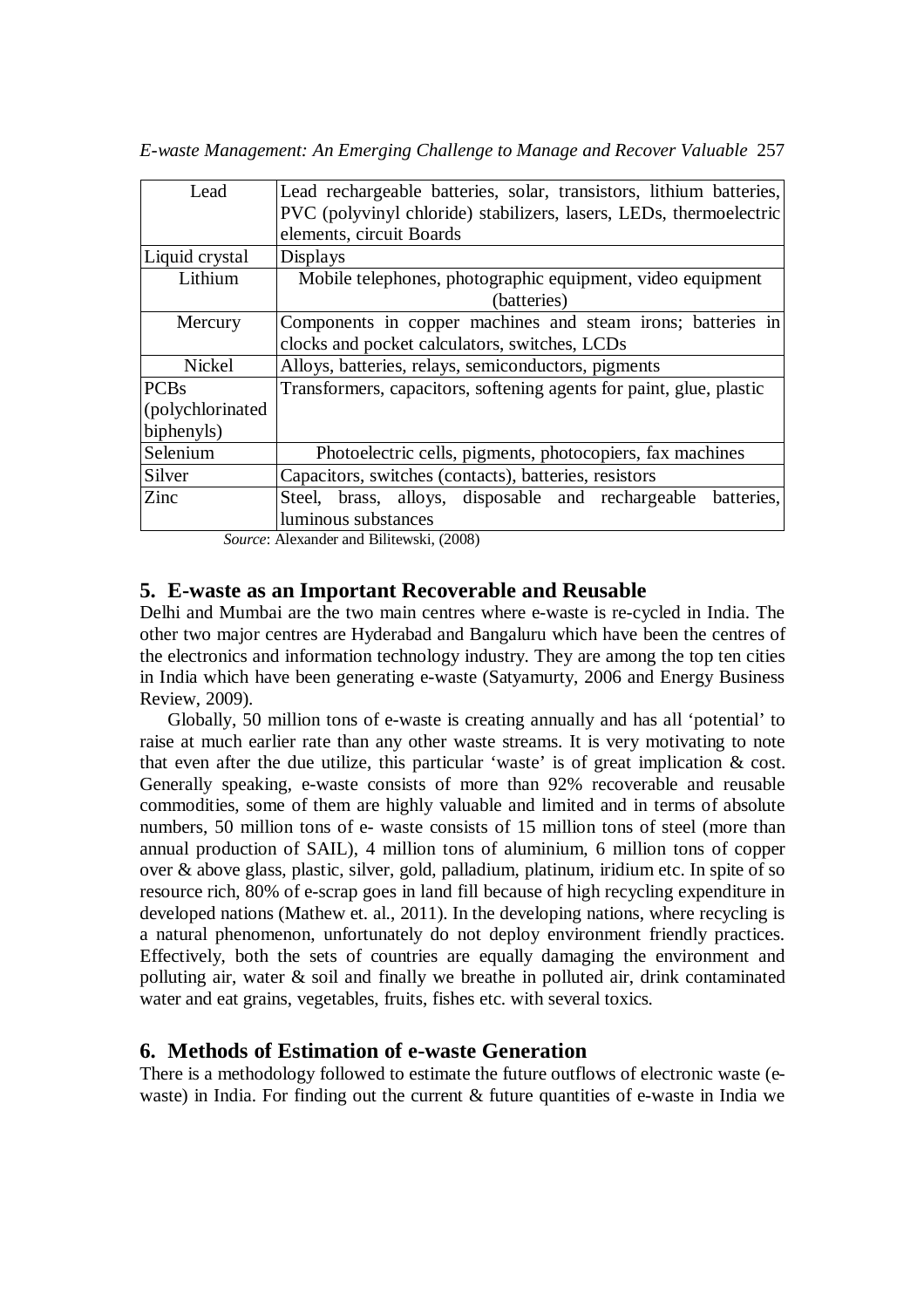| Lead | Lead rechargeable batteries, solar, transistors, lithium batteries, PVC (polyvinyl chloride) stabilizers, lasers, LEDs, thermoelectric elements, circuit Boards |
|---|---|
| Liquid crystal | Displays |
| Lithium | Mobile telephones, photographic equipment, video equipment (batteries) |
| Mercury | Components in copper machines and steam irons; batteries in clocks and pocket calculators, switches, LCDs |
| Nickel | Alloys, batteries, relays, semiconductors, pigments |
| PCBs (polychlorinated biphenyls) | Transformers, capacitors, softening agents for paint, glue, plastic |
| Selenium | Photoelectric cells, pigments, photocopiers, fax machines |
| Silver | Capacitors, switches (contacts), batteries, resistors |
| Zinc | Steel, brass, alloys, disposable and rechargeable batteries, luminous substances |

*Source*: Alexander and Bilitewski, (2008)

## 5. E-waste as an Important Recoverable and Reusable

Delhi and Mumbai are the two main centres where e-waste is re-cycled in India. The other two major centres are Hyderabad and Bangaluru which have been the centres of the electronics and information technology industry. They are among the top ten cities in India which have been generating e-waste (Satyamurty, 2006 and Energy Business Review, 2009).

Globally, 50 million tons of e-waste is creating annually and has all 'potential' to raise at much earlier rate than any other waste streams. It is very motivating to note that even after the due utilize, this particular 'waste' is of great implication & cost. Generally speaking, e-waste consists of more than 92% recoverable and reusable commodities, some of them are highly valuable and limited and in terms of absolute numbers, 50 million tons of e- waste consists of 15 million tons of steel (more than annual production of SAIL), 4 million tons of aluminium, 6 million tons of copper over & above glass, plastic, silver, gold, palladium, platinum, iridium etc. In spite of so resource rich, 80% of e-scrap goes in land fill because of high recycling expenditure in developed nations (Mathew et. al., 2011). In the developing nations, where recycling is a natural phenomenon, unfortunately do not deploy environment friendly practices. Effectively, both the sets of countries are equally damaging the environment and polluting air, water & soil and finally we breathe in polluted air, drink contaminated water and eat grains, vegetables, fruits, fishes etc. with several toxics.

## 6. Methods of Estimation of e-waste Generation

There is a methodology followed to estimate the future outflows of electronic waste (e-waste) in India. For finding out the current & future quantities of e-waste in India we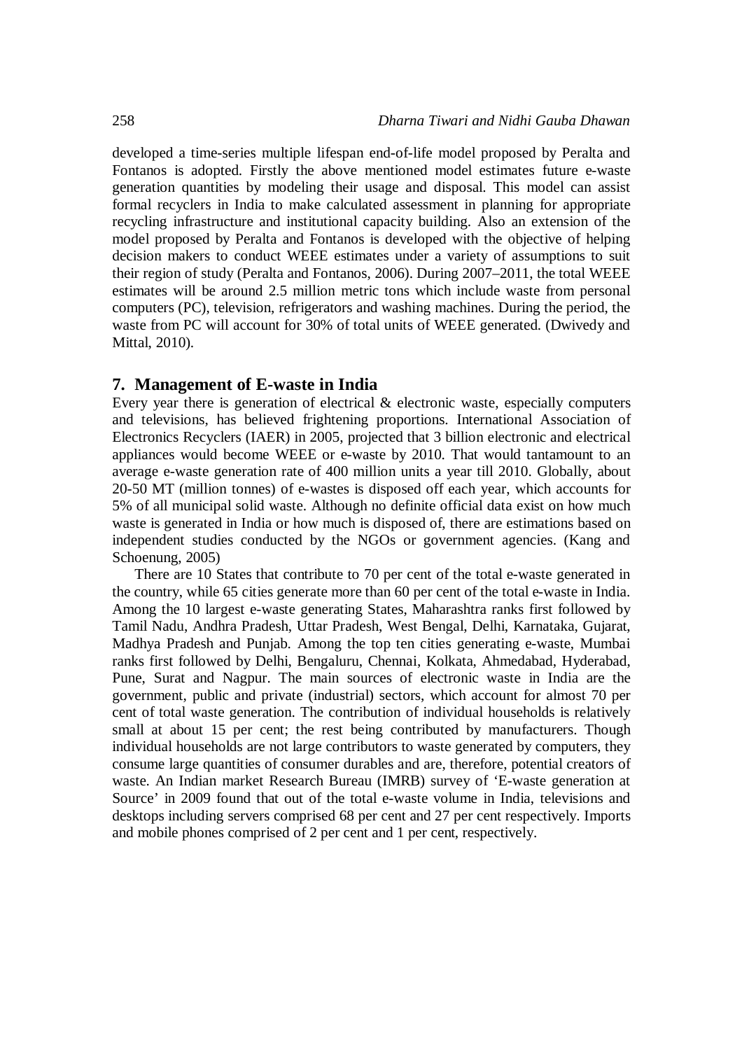developed a time-series multiple lifespan end-of-life model proposed by Peralta and Fontanos is adopted. Firstly the above mentioned model estimates future e-waste generation quantities by modeling their usage and disposal. This model can assist formal recyclers in India to make calculated assessment in planning for appropriate recycling infrastructure and institutional capacity building. Also an extension of the model proposed by Peralta and Fontanos is developed with the objective of helping decision makers to conduct WEEE estimates under a variety of assumptions to suit their region of study (Peralta and Fontanos, 2006). During 2007–2011, the total WEEE estimates will be around 2.5 million metric tons which include waste from personal computers (PC), television, refrigerators and washing machines. During the period, the waste from PC will account for 30% of total units of WEEE generated. (Dwivedy and Mittal, 2010).

## 7. Management of E-waste in India

Every year there is generation of electrical & electronic waste, especially computers and televisions, has believed frightening proportions. International Association of Electronics Recyclers (IAER) in 2005, projected that 3 billion electronic and electrical appliances would become WEEE or e-waste by 2010. That would tantamount to an average e-waste generation rate of 400 million units a year till 2010. Globally, about 20-50 MT (million tonnes) of e-wastes is disposed off each year, which accounts for 5% of all municipal solid waste. Although no definite official data exist on how much waste is generated in India or how much is disposed of, there are estimations based on independent studies conducted by the NGOs or government agencies. (Kang and Schoenung, 2005)

There are 10 States that contribute to 70 per cent of the total e-waste generated in the country, while 65 cities generate more than 60 per cent of the total e-waste in India. Among the 10 largest e-waste generating States, Maharashtra ranks first followed by Tamil Nadu, Andhra Pradesh, Uttar Pradesh, West Bengal, Delhi, Karnataka, Gujarat, Madhya Pradesh and Punjab. Among the top ten cities generating e-waste, Mumbai ranks first followed by Delhi, Bengaluru, Chennai, Kolkata, Ahmedabad, Hyderabad, Pune, Surat and Nagpur. The main sources of electronic waste in India are the government, public and private (industrial) sectors, which account for almost 70 per cent of total waste generation. The contribution of individual households is relatively small at about 15 per cent; the rest being contributed by manufacturers. Though individual households are not large contributors to waste generated by computers, they consume large quantities of consumer durables and are, therefore, potential creators of waste. An Indian market Research Bureau (IMRB) survey of 'E-waste generation at Source' in 2009 found that out of the total e-waste volume in India, televisions and desktops including servers comprised 68 per cent and 27 per cent respectively. Imports and mobile phones comprised of 2 per cent and 1 per cent, respectively.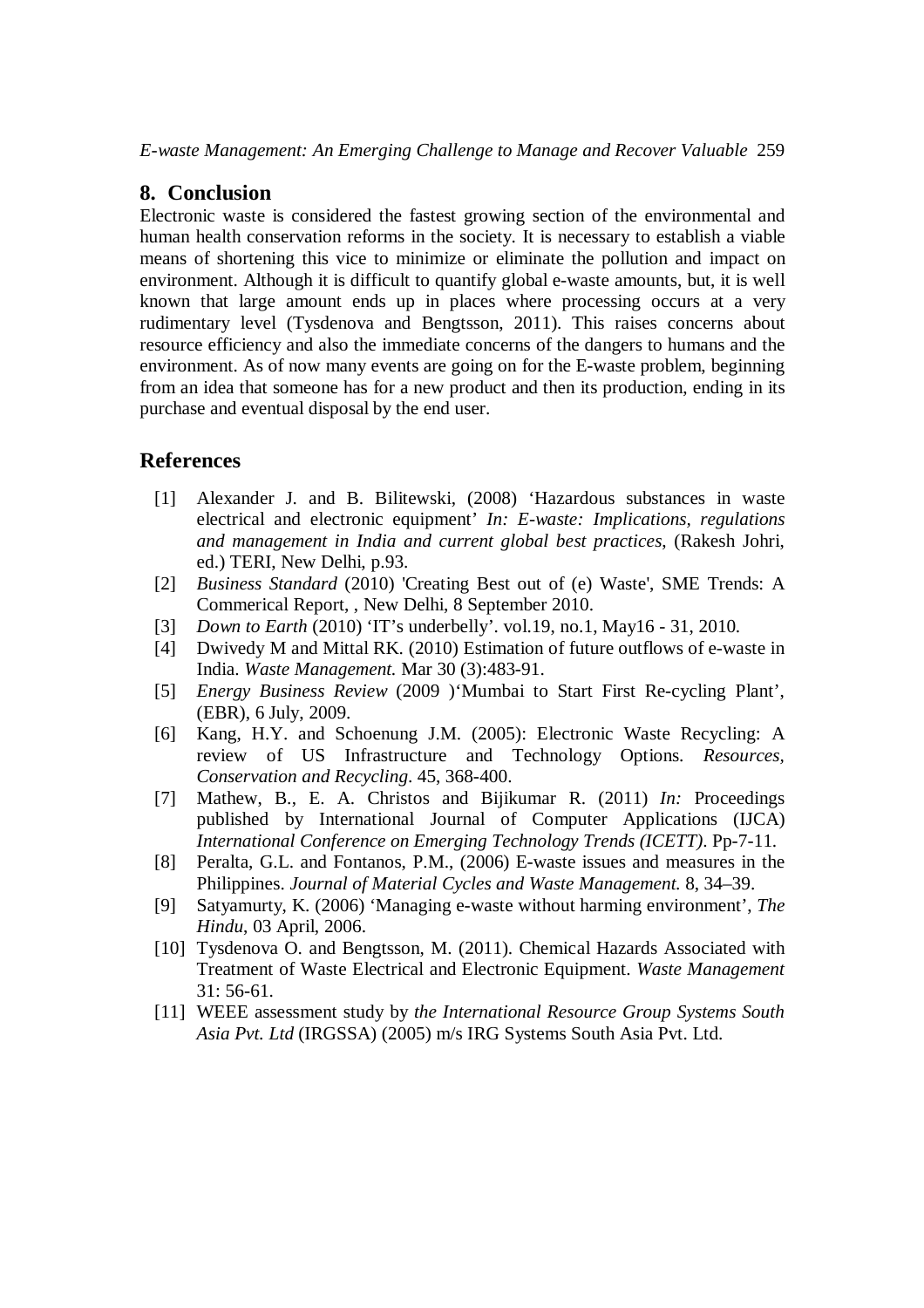## 8. Conclusion

Electronic waste is considered the fastest growing section of the environmental and human health conservation reforms in the society. It is necessary to establish a viable means of shortening this vice to minimize or eliminate the pollution and impact on environment. Although it is difficult to quantify global e-waste amounts, but, it is well known that large amount ends up in places where processing occurs at a very rudimentary level (Tysdenova and Bengtsson, 2011). This raises concerns about resource efficiency and also the immediate concerns of the dangers to humans and the environment. As of now many events are going on for the E-waste problem, beginning from an idea that someone has for a new product and then its production, ending in its purchase and eventual disposal by the end user.

## References

[1] Alexander J. and B. Bilitewski, (2008) 'Hazardous substances in waste electrical and electronic equipment' *In: E-waste: Implications, regulations and management in India and current global best practices*, (Rakesh Johri, ed.) TERI, New Delhi, p.93.

[2] *Business Standard* (2010) 'Creating Best out of (e) Waste', SME Trends: A Commerical Report, , New Delhi, 8 September 2010.

[3] *Down to Earth* (2010) 'IT's underbelly'. vol.19, no.1, May16 - 31, 2010.

[4] Dwivedy M and Mittal RK. (2010) Estimation of future outflows of e-waste in India. *Waste Management.* Mar 30 (3):483-91.

[5] *Energy Business Review* (2009 )'Mumbai to Start First Re-cycling Plant', (EBR), 6 July, 2009.

[6] Kang, H.Y. and Schoenung J.M. (2005): Electronic Waste Recycling: A review of US Infrastructure and Technology Options. *Resources, Conservation and Recycling*. 45, 368-400.

[7] Mathew, B., E. A. Christos and Bijikumar R. (2011) *In:* Proceedings published by International Journal of Computer Applications (IJCA) *International Conference on Emerging Technology Trends (ICETT)*. Pp-7-11.

[8] Peralta, G.L. and Fontanos, P.M., (2006) E-waste issues and measures in the Philippines. *Journal of Material Cycles and Waste Management.* 8, 34–39.

[9] Satyamurty, K. (2006) 'Managing e-waste without harming environment', *The Hindu*, 03 April, 2006.

[10] Tysdenova O. and Bengtsson, M. (2011). Chemical Hazards Associated with Treatment of Waste Electrical and Electronic Equipment. *Waste Management* 31: 56-61.

[11] WEEE assessment study by *the International Resource Group Systems South Asia Pvt. Ltd* (IRGSSA) (2005) m/s IRG Systems South Asia Pvt. Ltd.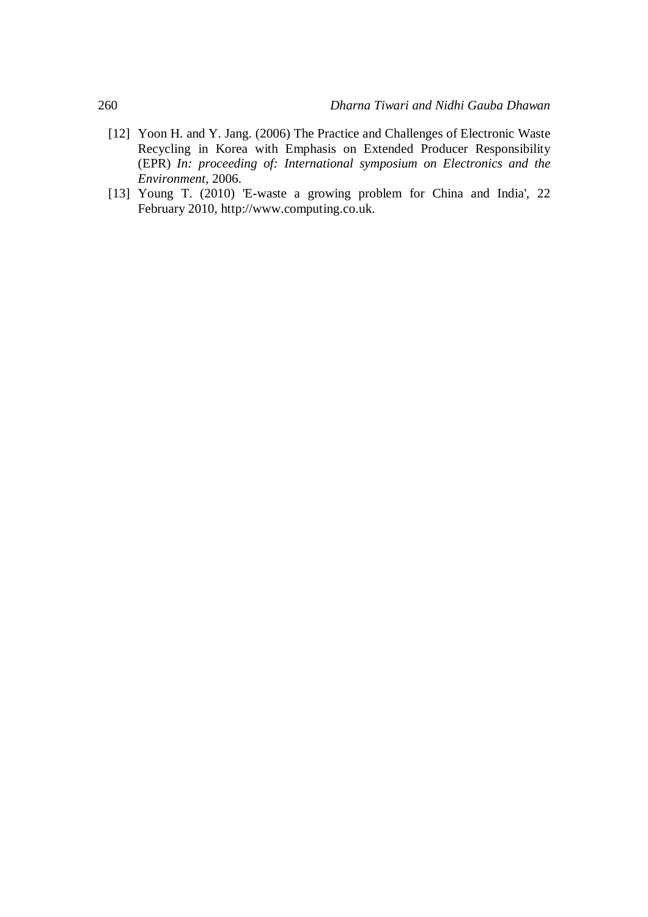[12] Yoon H. and Y. Jang. (2006) The Practice and Challenges of Electronic Waste Recycling in Korea with Emphasis on Extended Producer Responsibility (EPR) *In: proceeding of: International symposium on Electronics and the Environment*, 2006.

[13] Young T. (2010) 'E-waste a growing problem for China and India', 22 February 2010, http://www.computing.co.uk.